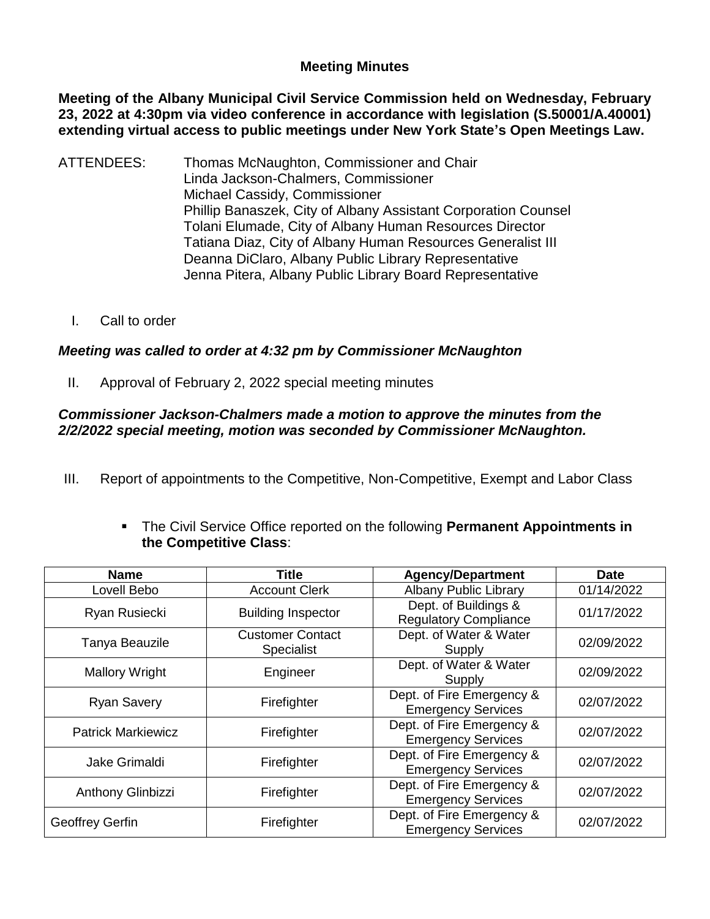# Meeting Minutes

**Meeting of the Albany Municipal Civil Service Commission held on Wednesday, February 23, 2022 at 4:30pm via video conference in accordance with legislation (S.50001/A.40001) extending virtual access to public meetings under New York State's Open Meetings Law.**

ATTENDEES:
- Thomas McNaughton, Commissioner and Chair
- Linda Jackson-Chalmers, Commissioner
- Michael Cassidy, Commissioner
- Phillip Banaszek, City of Albany Assistant Corporation Counsel
- Tolani Elumade, City of Albany Human Resources Director
- Tatiana Diaz, City of Albany Human Resources Generalist III
- Deanna DiClaro, Albany Public Library Representative
- Jenna Pitera, Albany Public Library Board Representative

I. Call to order

***Meeting was called to order at 4:32 pm by Commissioner McNaughton***

II. Approval of February 2, 2022 special meeting minutes

***Commissioner Jackson-Chalmers made a motion to approve the minutes from the 2/2/2022 special meeting, motion was seconded by Commissioner McNaughton.***

III. Report of appointments to the Competitive, Non-Competitive, Exempt and Labor Class

- The Civil Service Office reported on the following **Permanent Appointments in the Competitive Class**:

| Name | Title | Agency/Department | Date |
|---|---|---|---|
| Lovell Bebo | Account Clerk | Albany Public Library | 01/14/2022 |
| Ryan Rusiecki | Building Inspector | Dept. of Buildings & Regulatory Compliance | 01/17/2022 |
| Tanya Beauzile | Customer Contact Specialist | Dept. of Water & Water Supply | 02/09/2022 |
| Mallory Wright | Engineer | Dept. of Water & Water Supply | 02/09/2022 |
| Ryan Savery | Firefighter | Dept. of Fire Emergency & Emergency Services | 02/07/2022 |
| Patrick Markiewicz | Firefighter | Dept. of Fire Emergency & Emergency Services | 02/07/2022 |
| Jake Grimaldi | Firefighter | Dept. of Fire Emergency & Emergency Services | 02/07/2022 |
| Anthony Glinbizzi | Firefighter | Dept. of Fire Emergency & Emergency Services | 02/07/2022 |
| Geoffrey Gerfin | Firefighter | Dept. of Fire Emergency & Emergency Services | 02/07/2022 |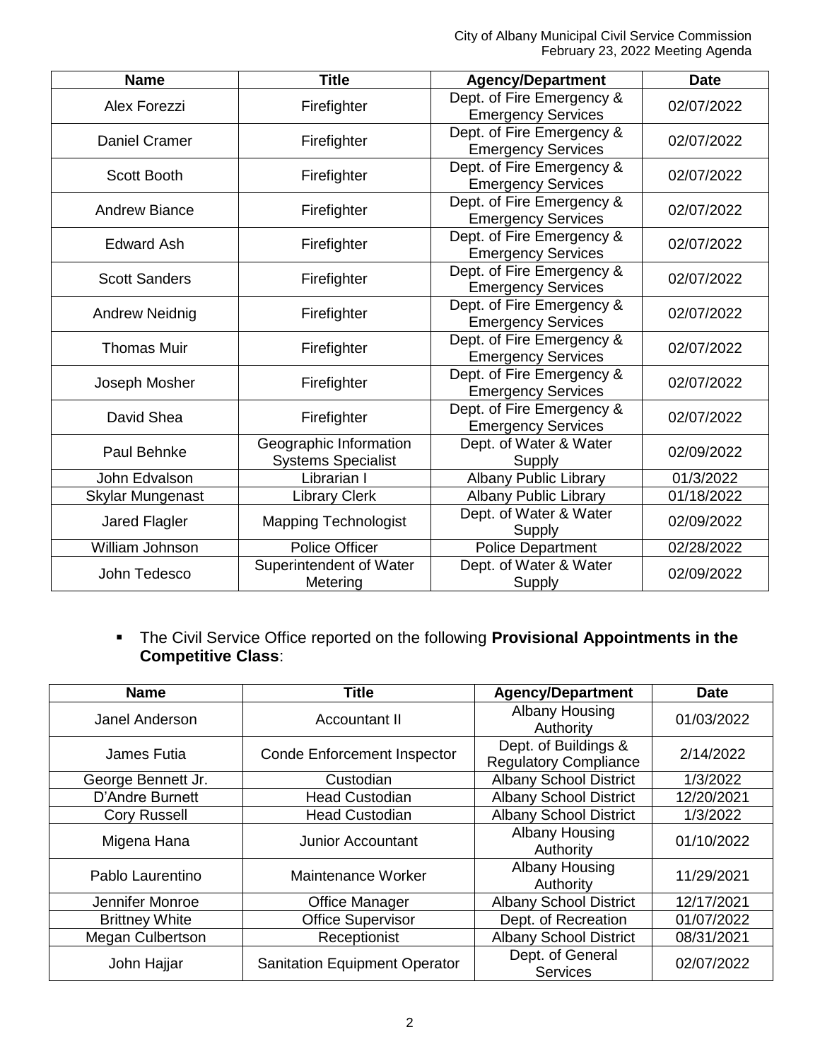| Name | Title | Agency/Department | Date |
|---|---|---|---|
| Alex Forezzi | Firefighter | Dept. of Fire Emergency & Emergency Services | 02/07/2022 |
| Daniel Cramer | Firefighter | Dept. of Fire Emergency & Emergency Services | 02/07/2022 |
| Scott Booth | Firefighter | Dept. of Fire Emergency & Emergency Services | 02/07/2022 |
| Andrew Biance | Firefighter | Dept. of Fire Emergency & Emergency Services | 02/07/2022 |
| Edward Ash | Firefighter | Dept. of Fire Emergency & Emergency Services | 02/07/2022 |
| Scott Sanders | Firefighter | Dept. of Fire Emergency & Emergency Services | 02/07/2022 |
| Andrew Neidnig | Firefighter | Dept. of Fire Emergency & Emergency Services | 02/07/2022 |
| Thomas Muir | Firefighter | Dept. of Fire Emergency & Emergency Services | 02/07/2022 |
| Joseph Mosher | Firefighter | Dept. of Fire Emergency & Emergency Services | 02/07/2022 |
| David Shea | Firefighter | Dept. of Fire Emergency & Emergency Services | 02/07/2022 |
| Paul Behnke | Geographic Information Systems Specialist | Dept. of Water & Water Supply | 02/09/2022 |
| John Edvalson | Librarian I | Albany Public Library | 01/3/2022 |
| Skylar Mungenast | Library Clerk | Albany Public Library | 01/18/2022 |
| Jared Flagler | Mapping Technologist | Dept. of Water & Water Supply | 02/09/2022 |
| William Johnson | Police Officer | Police Department | 02/28/2022 |
| John Tedesco | Superintendent of Water Metering | Dept. of Water & Water Supply | 02/09/2022 |

- The Civil Service Office reported on the following **Provisional Appointments in the Competitive Class**:

| Name | Title | Agency/Department | Date |
|---|---|---|---|
| Janel Anderson | Accountant II | Albany Housing Authority | 01/03/2022 |
| James Futia | Conde Enforcement Inspector | Dept. of Buildings & Regulatory Compliance | 2/14/2022 |
| George Bennett Jr. | Custodian | Albany School District | 1/3/2022 |
| D'Andre Burnett | Head Custodian | Albany School District | 12/20/2021 |
| Cory Russell | Head Custodian | Albany School District | 1/3/2022 |
| Migena Hana | Junior Accountant | Albany Housing Authority | 01/10/2022 |
| Pablo Laurentino | Maintenance Worker | Albany Housing Authority | 11/29/2021 |
| Jennifer Monroe | Office Manager | Albany School District | 12/17/2021 |
| Brittney White | Office Supervisor | Dept. of Recreation | 01/07/2022 |
| Megan Culbertson | Receptionist | Albany School District | 08/31/2021 |
| John Hajjar | Sanitation Equipment Operator | Dept. of General Services | 02/07/2022 |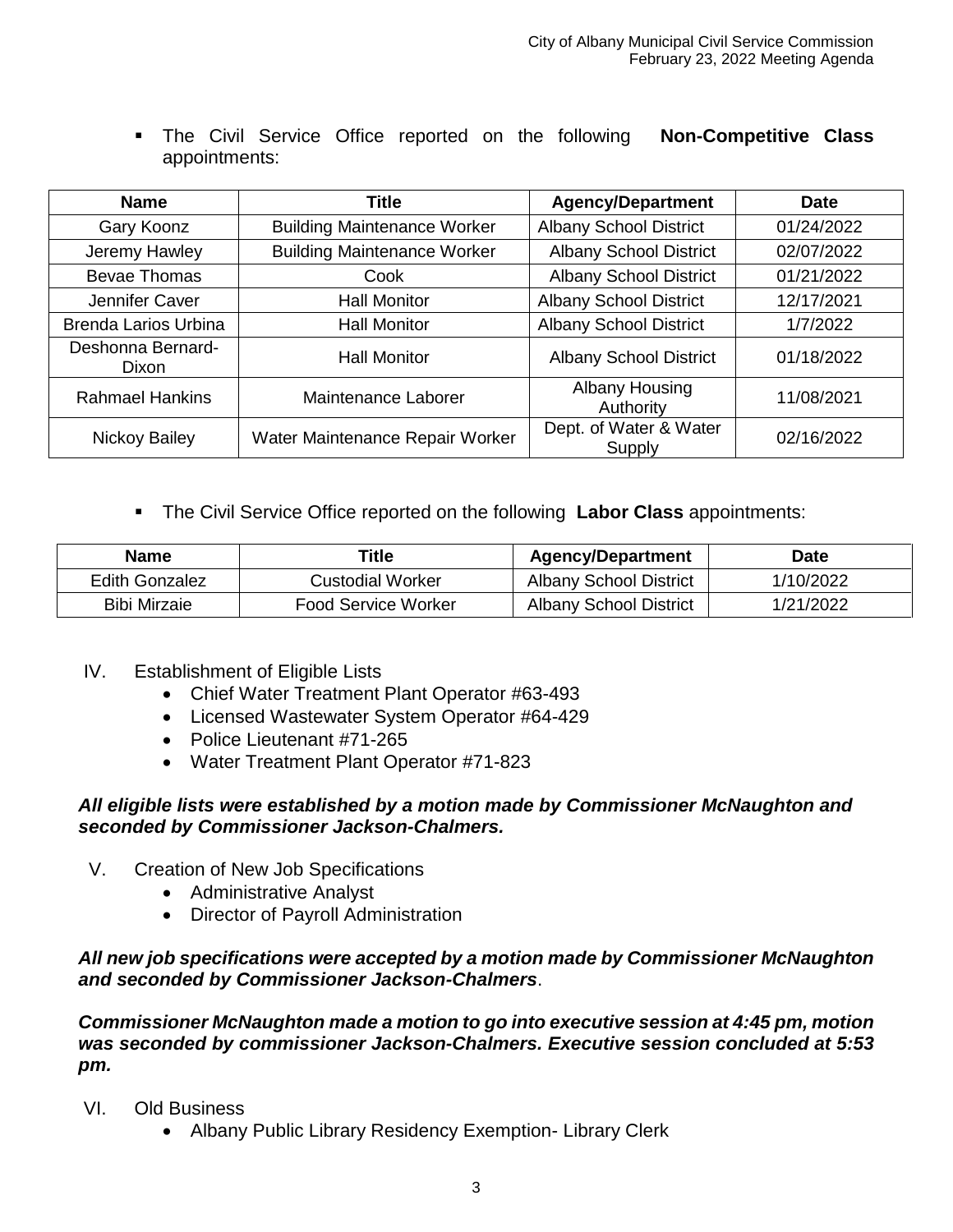- The Civil Service Office reported on the following **Non-Competitive Class** appointments:

| Name | Title | Agency/Department | Date |
|---|---|---|---|
| Gary Koonz | Building Maintenance Worker | Albany School District | 01/24/2022 |
| Jeremy Hawley | Building Maintenance Worker | Albany School District | 02/07/2022 |
| Bevae Thomas | Cook | Albany School District | 01/21/2022 |
| Jennifer Caver | Hall Monitor | Albany School District | 12/17/2021 |
| Brenda Larios Urbina | Hall Monitor | Albany School District | 1/7/2022 |
| Deshonna Bernard-Dixon | Hall Monitor | Albany School District | 01/18/2022 |
| Rahmael Hankins | Maintenance Laborer | Albany Housing Authority | 11/08/2021 |
| Nickoy Bailey | Water Maintenance Repair Worker | Dept. of Water & Water Supply | 02/16/2022 |

- The Civil Service Office reported on the following **Labor Class** appointments:

| Name | Title | Agency/Department | Date |
|---|---|---|---|
| Edith Gonzalez | Custodial Worker | Albany School District | 1/10/2022 |
| Bibi Mirzaie | Food Service Worker | Albany School District | 1/21/2022 |

IV. Establishment of Eligible Lists
- Chief Water Treatment Plant Operator #63-493
- Licensed Wastewater System Operator #64-429
- Police Lieutenant #71-265
- Water Treatment Plant Operator #71-823

***All eligible lists were established by a motion made by Commissioner McNaughton and seconded by Commissioner Jackson-Chalmers.***

V. Creation of New Job Specifications
- Administrative Analyst
- Director of Payroll Administration

***All new job specifications were accepted by a motion made by Commissioner McNaughton and seconded by Commissioner Jackson-Chalmers***.

***Commissioner McNaughton made a motion to go into executive session at 4:45 pm, motion was seconded by commissioner Jackson-Chalmers. Executive session concluded at 5:53 pm.***

VI. Old Business
- Albany Public Library Residency Exemption- Library Clerk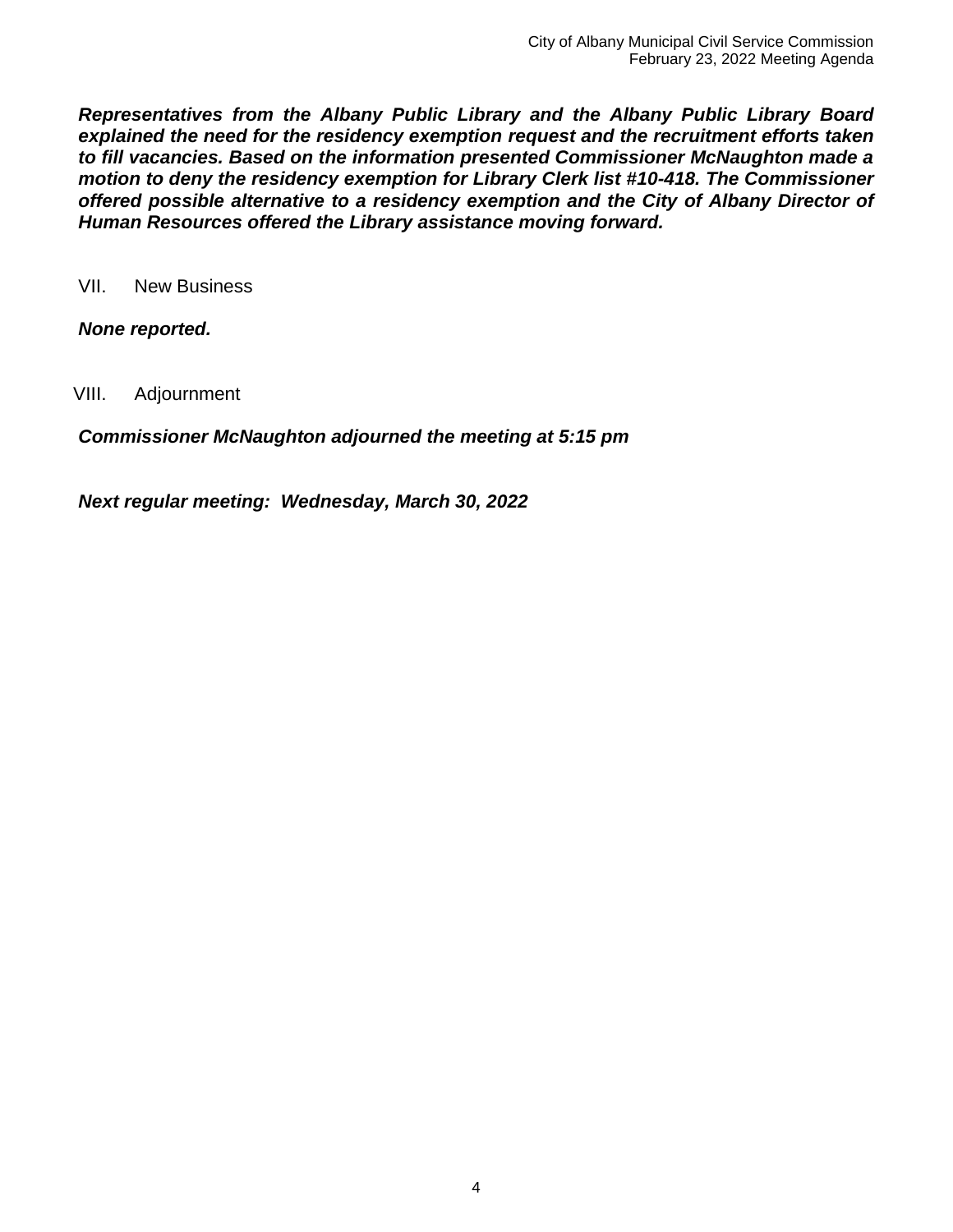***Representatives from the Albany Public Library and the Albany Public Library Board explained the need for the residency exemption request and the recruitment efforts taken to fill vacancies. Based on the information presented Commissioner McNaughton made a motion to deny the residency exemption for Library Clerk list #10-418. The Commissioner offered possible alternative to a residency exemption and the City of Albany Director of Human Resources offered the Library assistance moving forward.***

VII. New Business

***None reported.***

VIII. Adjournment

***Commissioner McNaughton adjourned the meeting at 5:15 pm***

***Next regular meeting: Wednesday, March 30, 2022***